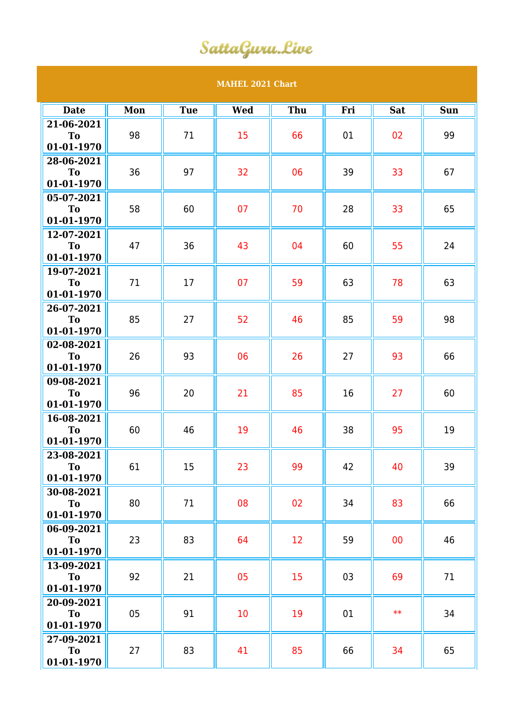SattaGuru.Live

## MAHEL 2021 Chart

| Date | Mon | Tue | Wed | Thu | Fri | Sat | Sun |
|---|---|---|---|---|---|---|---|
| 21-06-2021 To 01-01-1970 | 98 | 71 | 15 | 66 | 01 | 02 | 99 |
| 28-06-2021 To 01-01-1970 | 36 | 97 | 32 | 06 | 39 | 33 | 67 |
| 05-07-2021 To 01-01-1970 | 58 | 60 | 07 | 70 | 28 | 33 | 65 |
| 12-07-2021 To 01-01-1970 | 47 | 36 | 43 | 04 | 60 | 55 | 24 |
| 19-07-2021 To 01-01-1970 | 71 | 17 | 07 | 59 | 63 | 78 | 63 |
| 26-07-2021 To 01-01-1970 | 85 | 27 | 52 | 46 | 85 | 59 | 98 |
| 02-08-2021 To 01-01-1970 | 26 | 93 | 06 | 26 | 27 | 93 | 66 |
| 09-08-2021 To 01-01-1970 | 96 | 20 | 21 | 85 | 16 | 27 | 60 |
| 16-08-2021 To 01-01-1970 | 60 | 46 | 19 | 46 | 38 | 95 | 19 |
| 23-08-2021 To 01-01-1970 | 61 | 15 | 23 | 99 | 42 | 40 | 39 |
| 30-08-2021 To 01-01-1970 | 80 | 71 | 08 | 02 | 34 | 83 | 66 |
| 06-09-2021 To 01-01-1970 | 23 | 83 | 64 | 12 | 59 | 00 | 46 |
| 13-09-2021 To 01-01-1970 | 92 | 21 | 05 | 15 | 03 | 69 | 71 |
| 20-09-2021 To 01-01-1970 | 05 | 91 | 10 | 19 | 01 | ** | 34 |
| 27-09-2021 To 01-01-1970 | 27 | 83 | 41 | 85 | 66 | 34 | 65 |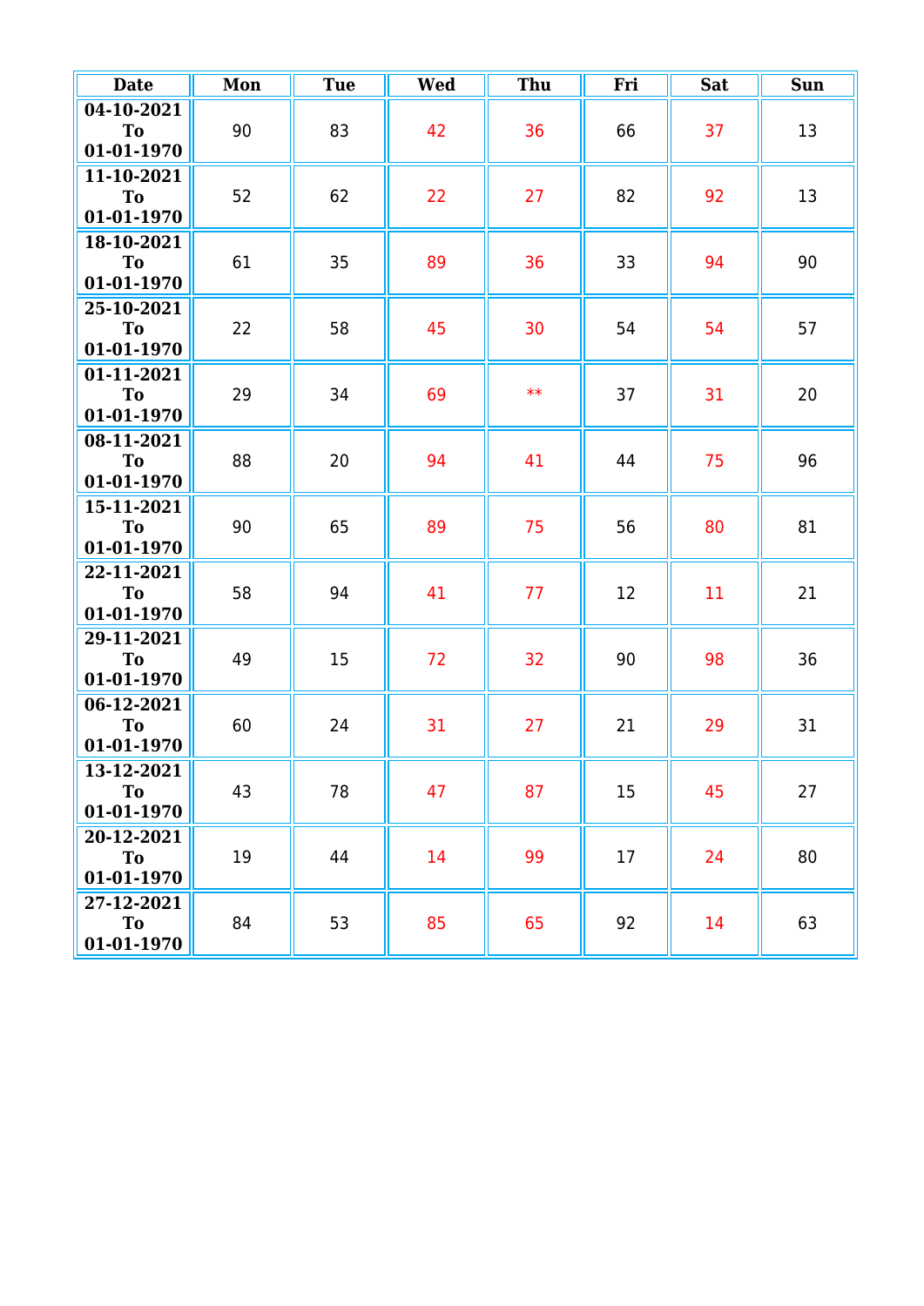| Date | Mon | Tue | Wed | Thu | Fri | Sat | Sun |
|---|---|---|---|---|---|---|---|
| **04-10-2021 To 01-01-1970** | 90 | 83 | 42 | 36 | 66 | 37 | 13 |
| **11-10-2021 To 01-01-1970** | 52 | 62 | 22 | 27 | 82 | 92 | 13 |
| **18-10-2021 To 01-01-1970** | 61 | 35 | 89 | 36 | 33 | 94 | 90 |
| **25-10-2021 To 01-01-1970** | 22 | 58 | 45 | 30 | 54 | 54 | 57 |
| **01-11-2021 To 01-01-1970** | 29 | 34 | 69 | ** | 37 | 31 | 20 |
| **08-11-2021 To 01-01-1970** | 88 | 20 | 94 | 41 | 44 | 75 | 96 |
| **15-11-2021 To 01-01-1970** | 90 | 65 | 89 | 75 | 56 | 80 | 81 |
| **22-11-2021 To 01-01-1970** | 58 | 94 | 41 | 77 | 12 | 11 | 21 |
| **29-11-2021 To 01-01-1970** | 49 | 15 | 72 | 32 | 90 | 98 | 36 |
| **06-12-2021 To 01-01-1970** | 60 | 24 | 31 | 27 | 21 | 29 | 31 |
| **13-12-2021 To 01-01-1970** | 43 | 78 | 47 | 87 | 15 | 45 | 27 |
| **20-12-2021 To 01-01-1970** | 19 | 44 | 14 | 99 | 17 | 24 | 80 |
| **27-12-2021 To 01-01-1970** | 84 | 53 | 85 | 65 | 92 | 14 | 63 |